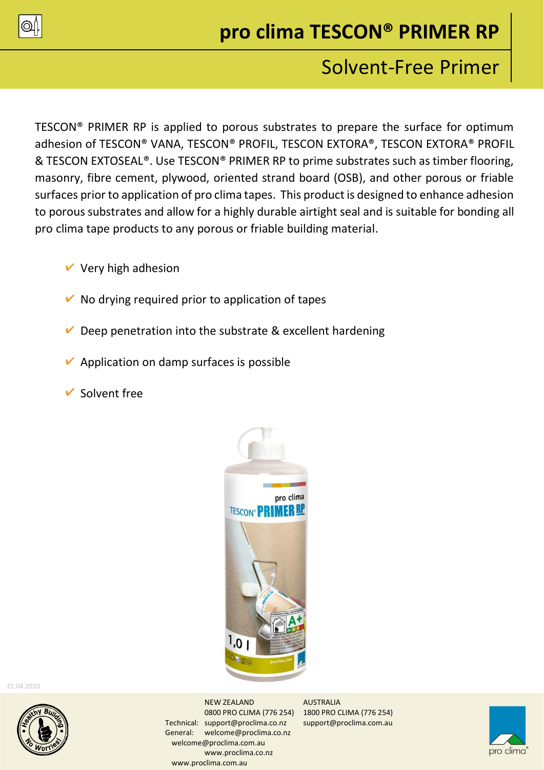# pro clima TESCON® PRIMER RP

## Solvent-Free Primer

TESCON® PRIMER RP is applied to porous substrates to prepare the surface for optimum adhesion of TESCON® VANA, TESCON® PROFIL, TESCON EXTORA®, TESCON EXTORA® PROFIL & TESCON EXTOSEAL®. Use TESCON® PRIMER RP to prime substrates such as timber flooring, masonry, fibre cement, plywood, oriented strand board (OSB), and other porous or friable surfaces prior to application of pro clima tapes. This product is designed to enhance adhesion to porous substrates and allow for a highly durable airtight seal and is suitable for bonding all pro clima tape products to any porous or friable building material.

- ✔ Very high adhesion
- ✔ No drying required prior to application of tapes
- ✔ Deep penetration into the substrate & excellent hardening
- ✔ Application on damp surfaces is possible
- ✔ Solvent free

22.04.2020

NEW ZEALAND
0800 PRO CLIMA (776 254)
Technical: support@proclima.co.nz
General: welcome@proclima.co.nz
www.proclima.co.nz

AUSTRALIA
1800 PRO CLIMA (776 254)
support@proclima.com.au
welcome@proclima.com.au
www.proclima.com.au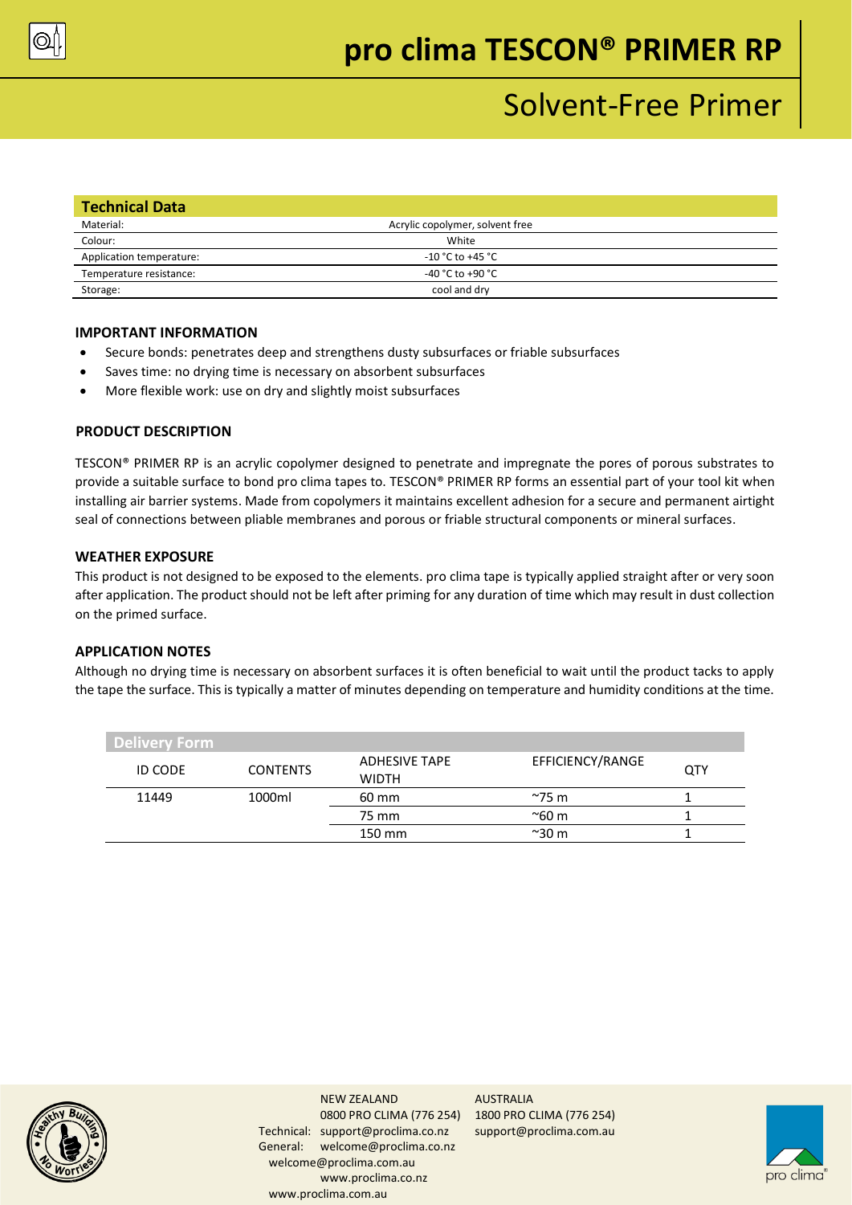# pro clima TESCON® PRIMER RP

## Solvent-Free Primer

| Technical Data | |
|---|---|
| Material: | Acrylic copolymer, solvent free |
| Colour: | White |
| Application temperature: | -10 °C to +45 °C |
| Temperature resistance: | -40 °C to +90 °C |
| Storage: | cool and dry |

### IMPORTANT INFORMATION

- Secure bonds: penetrates deep and strengthens dusty subsurfaces or friable subsurfaces
- Saves time: no drying time is necessary on absorbent subsurfaces
- More flexible work: use on dry and slightly moist subsurfaces

### PRODUCT DESCRIPTION

TESCON® PRIMER RP is an acrylic copolymer designed to penetrate and impregnate the pores of porous substrates to provide a suitable surface to bond pro clima tapes to. TESCON® PRIMER RP forms an essential part of your tool kit when installing air barrier systems. Made from copolymers it maintains excellent adhesion for a secure and permanent airtight seal of connections between pliable membranes and porous or friable structural components or mineral surfaces.

### WEATHER EXPOSURE

This product is not designed to be exposed to the elements. pro clima tape is typically applied straight after or very soon after application. The product should not be left after priming for any duration of time which may result in dust collection on the primed surface.

### APPLICATION NOTES

Although no drying time is necessary on absorbent surfaces it is often beneficial to wait until the product tacks to apply the tape the surface. This is typically a matter of minutes depending on temperature and humidity conditions at the time.

**Delivery Form**

| ID CODE | CONTENTS | ADHESIVE TAPE WIDTH | EFFICIENCY/RANGE | QTY |
|---|---|---|---|---|
| 11449 | 1000ml | 60 mm | ~75 m | 1 |
| | | 75 mm | ~60 m | 1 |
| | | 150 mm | ~30 m | 1 |

NEW ZEALAND
0800 PRO CLIMA (776 254)
Technical: support@proclima.co.nz
General: welcome@proclima.co.nz
www.proclima.co.nz

AUSTRALIA
1800 PRO CLIMA (776 254)
support@proclima.com.au
welcome@proclima.com.au
www.proclima.com.au